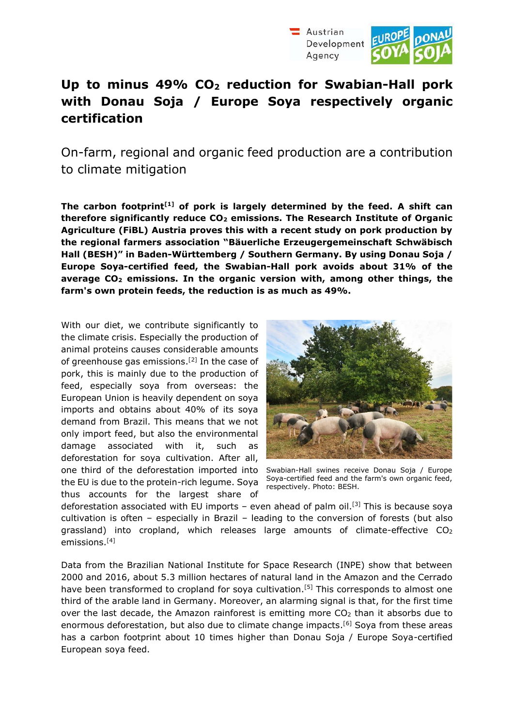# Up to minus 49% $CO_2$ reduction for Swabian-Hall pork with Donau Soja / Europe Soya respectively organic certification

On-farm, regional and organic feed production are a contribution to climate mitigation

**The carbon footprint[1] of pork is largely determined by the feed. A shift can therefore significantly reduce $CO_2$ emissions. The Research Institute of Organic Agriculture (FiBL) Austria proves this with a recent study on pork production by the regional farmers association "Bäuerliche Erzeugergemeinschaft Schwäbisch Hall (BESH)" in Baden-Württemberg / Southern Germany. By using Donau Soja / Europe Soya-certified feed, the Swabian-Hall pork avoids about 31% of the average $CO_2$ emissions. In the organic version with, among other things, the farm's own protein feeds, the reduction is as much as 49%.**

With our diet, we contribute significantly to the climate crisis. Especially the production of animal proteins causes considerable amounts of greenhouse gas emissions.[2] In the case of pork, this is mainly due to the production of feed, especially soya from overseas: the European Union is heavily dependent on soya imports and obtains about 40% of its soya demand from Brazil. This means that we not only import feed, but also the environmental damage associated with it, such as deforestation for soya cultivation. After all, one third of the deforestation imported into the EU is due to the protein-rich legume. Soya thus accounts for the largest share of deforestation associated with EU imports – even ahead of palm oil.[3] This is because soya cultivation is often – especially in Brazil – leading to the conversion of forests (but also grassland) into cropland, which releases large amounts of climate-effective $CO_2$ emissions.[4]

Swabian-Hall swines receive Donau Soja / Europe Soya-certified feed and the farm's own organic feed, respectively. Photo: BESH.

Data from the Brazilian National Institute for Space Research (INPE) show that between 2000 and 2016, about 5.3 million hectares of natural land in the Amazon and the Cerrado have been transformed to cropland for soya cultivation.[5] This corresponds to almost one third of the arable land in Germany. Moreover, an alarming signal is that, for the first time over the last decade, the Amazon rainforest is emitting more $CO_2$ than it absorbs due to enormous deforestation, but also due to climate change impacts.[6] Soya from these areas has a carbon footprint about 10 times higher than Donau Soja / Europe Soya-certified European soya feed.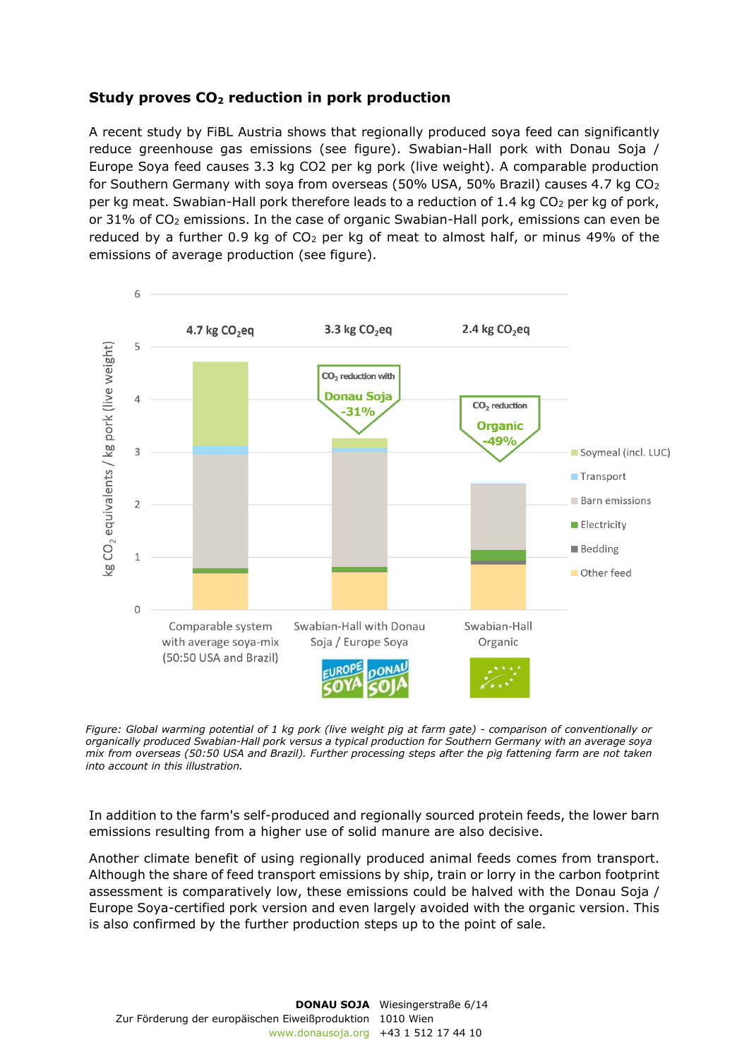**Study proves $CO_2$ reduction in pork production**

A recent study by FiBL Austria shows that regionally produced soya feed can significantly reduce greenhouse gas emissions (see figure). Swabian-Hall pork with Donau Soja / Europe Soya feed causes 3.3 kg $CO_2$ per kg pork (live weight). A comparable production for Southern Germany with soya from overseas (50% USA, 50% Brazil) causes 4.7 kg $CO_2$ per kg meat. Swabian-Hall pork therefore leads to a reduction of 1.4 kg $CO_2$ per kg of pork, or 31% of $CO_2$ emissions. In the case of organic Swabian-Hall pork, emissions can even be reduced by a further 0.9 kg of $CO_2$ per kg of meat to almost half, or minus 49% of the emissions of average production (see figure).

*Figure: Global warming potential of 1 kg pork (live weight pig at farm gate) - comparison of conventionally or organically produced Swabian-Hall pork versus a typical production for Southern Germany with an average soya mix from overseas (50:50 USA and Brazil). Further processing steps after the pig fattening farm are not taken into account in this illustration.*

In addition to the farm's self-produced and regionally sourced protein feeds, the lower barn emissions resulting from a higher use of solid manure are also decisive.

Another climate benefit of using regionally produced animal feeds comes from transport. Although the share of feed transport emissions by ship, train or lorry in the carbon footprint assessment is comparatively low, these emissions could be halved with the Donau Soja / Europe Soya-certified pork version and even largely avoided with the organic version. This is also confirmed by the further production steps up to the point of sale.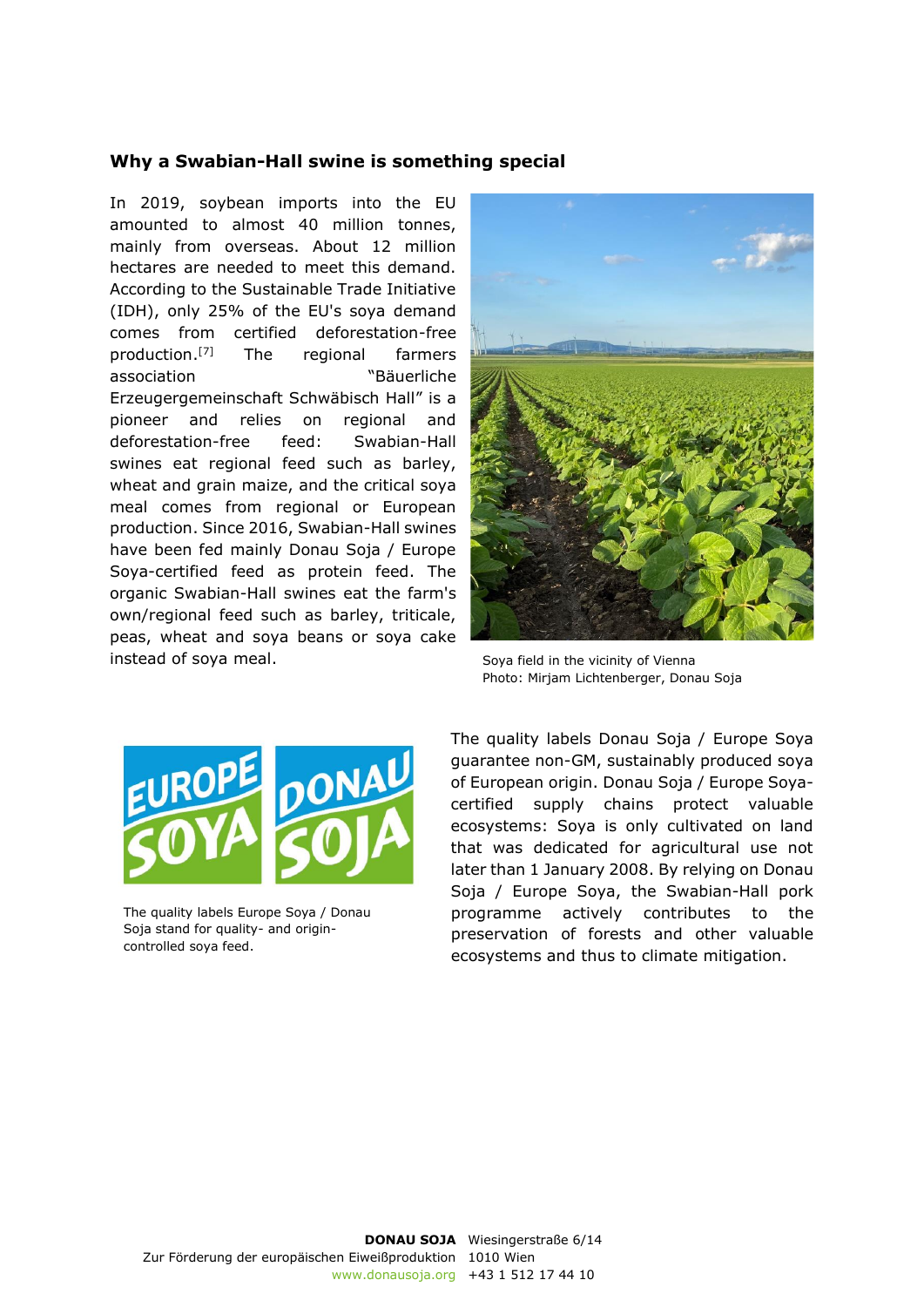### Why a Swabian-Hall swine is something special

In 2019, soybean imports into the EU amounted to almost 40 million tonnes, mainly from overseas. About 12 million hectares are needed to meet this demand. According to the Sustainable Trade Initiative (IDH), only 25% of the EU's soya demand comes from certified deforestation-free production.[7] The regional farmers association "Bäuerliche Erzeugergemeinschaft Schwäbisch Hall" is a pioneer and relies on regional and deforestation-free feed: Swabian-Hall swines eat regional feed such as barley, wheat and grain maize, and the critical soya meal comes from regional or European production. Since 2016, Swabian-Hall swines have been fed mainly Donau Soja / Europe Soya-certified feed as protein feed. The organic Swabian-Hall swines eat the farm's own/regional feed such as barley, triticale, peas, wheat and soya beans or soya cake instead of soya meal.

Soya field in the vicinity of Vienna
Photo: Mirjam Lichtenberger, Donau Soja

The quality labels Europe Soya / Donau Soja stand for quality- and origin-controlled soya feed.

The quality labels Donau Soja / Europe Soya guarantee non-GM, sustainably produced soya of European origin. Donau Soja / Europe Soya-certified supply chains protect valuable ecosystems: Soya is only cultivated on land that was dedicated for agricultural use not later than 1 January 2008. By relying on Donau Soja / Europe Soya, the Swabian-Hall pork programme actively contributes to the preservation of forests and other valuable ecosystems and thus to climate mitigation.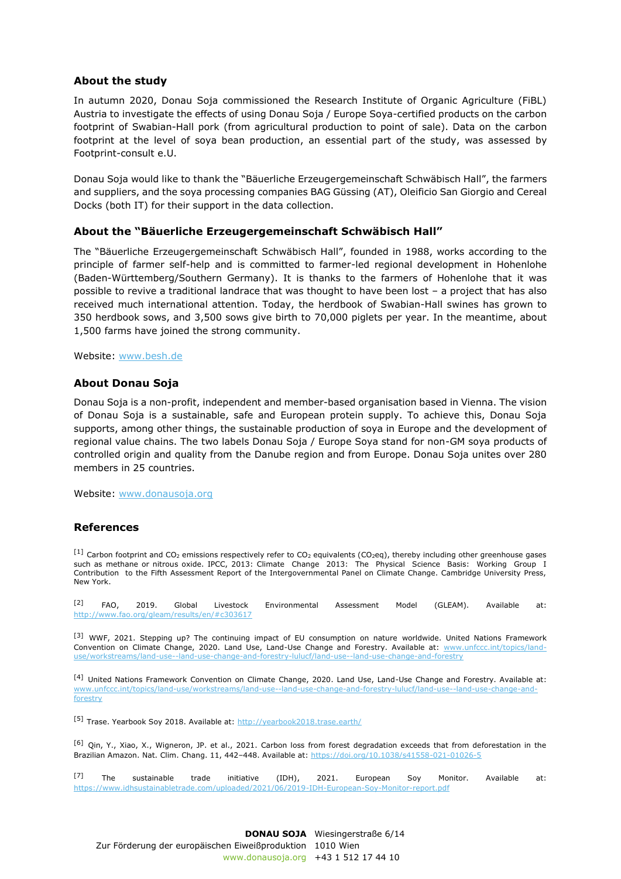## About the study

In autumn 2020, Donau Soja commissioned the Research Institute of Organic Agriculture (FiBL) Austria to investigate the effects of using Donau Soja / Europe Soya-certified products on the carbon footprint of Swabian-Hall pork (from agricultural production to point of sale). Data on the carbon footprint at the level of soya bean production, an essential part of the study, was assessed by Footprint-consult e.U.

Donau Soja would like to thank the "Bäuerliche Erzeugergemeinschaft Schwäbisch Hall", the farmers and suppliers, and the soya processing companies BAG Güssing (AT), Oleificio San Giorgio and Cereal Docks (both IT) for their support in the data collection.

## About the "Bäuerliche Erzeugergemeinschaft Schwäbisch Hall"

The "Bäuerliche Erzeugergemeinschaft Schwäbisch Hall", founded in 1988, works according to the principle of farmer self-help and is committed to farmer-led regional development in Hohenlohe (Baden-Württemberg/Southern Germany). It is thanks to the farmers of Hohenlohe that it was possible to revive a traditional landrace that was thought to have been lost – a project that has also received much international attention. Today, the herdbook of Swabian-Hall swines has grown to 350 herdbook sows, and 3,500 sows give birth to 70,000 piglets per year. In the meantime, about 1,500 farms have joined the strong community.

Website: www.besh.de

## About Donau Soja

Donau Soja is a non-profit, independent and member-based organisation based in Vienna. The vision of Donau Soja is a sustainable, safe and European protein supply. To achieve this, Donau Soja supports, among other things, the sustainable production of soya in Europe and the development of regional value chains. The two labels Donau Soja / Europe Soya stand for non-GM soya products of controlled origin and quality from the Danube region and from Europe. Donau Soja unites over 280 members in 25 countries.

Website: www.donausoja.org

## References

[1] Carbon footprint and $CO_2$ emissions respectively refer to $CO_2$ equivalents ($CO_2$eq), thereby including other greenhouse gases such as methane or nitrous oxide. IPCC, 2013: Climate Change 2013: The Physical Science Basis: Working Group I Contribution to the Fifth Assessment Report of the Intergovernmental Panel on Climate Change. Cambridge University Press, New York.

[2] FAO, 2019. Global Livestock Environmental Assessment Model (GLEAM). Available at: http://www.fao.org/gleam/results/en/#c303617

[3] WWF, 2021. Stepping up? The continuing impact of EU consumption on nature worldwide. United Nations Framework Convention on Climate Change, 2020. Land Use, Land-Use Change and Forestry. Available at: www.unfccc.int/topics/land-use/workstreams/land-use--land-use-change-and-forestry-lulucf/land-use--land-use-change-and-forestry

[4] United Nations Framework Convention on Climate Change, 2020. Land Use, Land-Use Change and Forestry. Available at: www.unfccc.int/topics/land-use/workstreams/land-use--land-use-change-and-forestry-lulucf/land-use--land-use-change-and-forestry

[5] Trase. Yearbook Soy 2018. Available at: http://yearbook2018.trase.earth/

[6] Qin, Y., Xiao, X., Wigneron, JP. et al., 2021. Carbon loss from forest degradation exceeds that from deforestation in the Brazilian Amazon. Nat. Clim. Chang. 11, 442–448. Available at: https://doi.org/10.1038/s41558-021-01026-5

[7] The sustainable trade initiative (IDH), 2021. European Soy Monitor. Available at: https://www.idhsustainabletrade.com/uploaded/2021/06/2019-IDH-European-Soy-Monitor-report.pdf

**DONAU SOJA** Wiesingerstraße 6/14
Zur Förderung der europäischen Eiweißproduktion 1010 Wien
www.donausoja.org +43 1 512 17 44 10